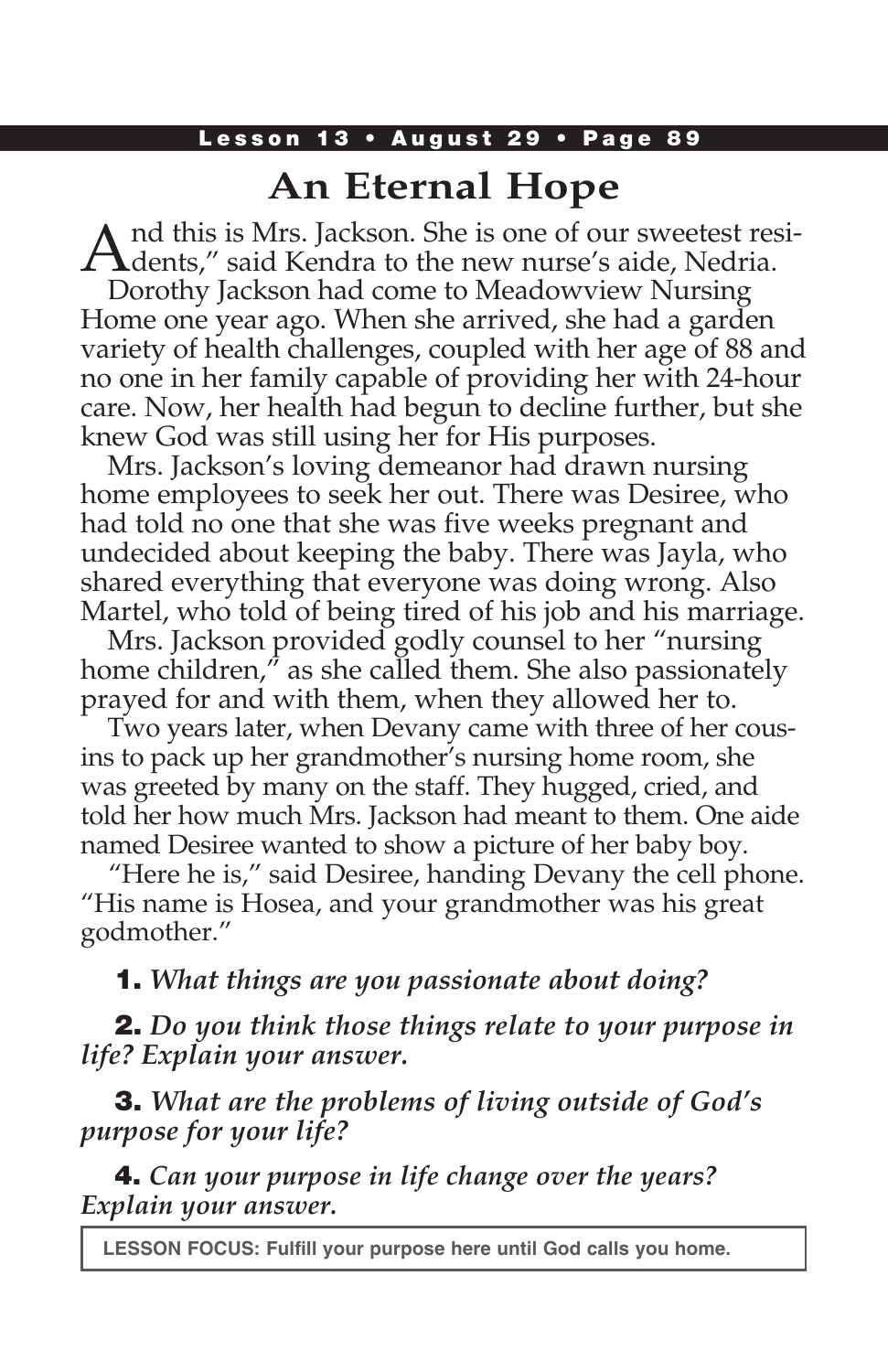# An Eternal Hope

And this is Mrs. Jackson. She is one of our sweetest residents," said Kendra to the new nurse's aide, Nedria.

Dorothy Jackson had come to Meadowview Nursing Home one year ago. When she arrived, she had a garden variety of health challenges, coupled with her age of 88 and no one in her family capable of providing her with 24-hour care. Now, her health had begun to decline further, but she knew God was still using her for His purposes.

Mrs. Jackson's loving demeanor had drawn nursing home employees to seek her out. There was Desiree, who had told no one that she was five weeks pregnant and undecided about keeping the baby. There was Jayla, who shared everything that everyone was doing wrong. Also Martel, who told of being tired of his job and his marriage.

Mrs. Jackson provided godly counsel to her "nursing home children," as she called them. She also passionately prayed for and with them, when they allowed her to.

Two years later, when Devany came with three of her cousins to pack up her grandmother's nursing home room, she was greeted by many on the staff. They hugged, cried, and told her how much Mrs. Jackson had meant to them. One aide named Desiree wanted to show a picture of her baby boy.

"Here he is," said Desiree, handing Devany the cell phone. "His name is Hosea, and your grandmother was his great godmother."

**1.** *What things are you passionate about doing?*

**2.** *Do you think those things relate to your purpose in life? Explain your answer.*

**3.** *What are the problems of living outside of God's purpose for your life?*

**4.** *Can your purpose in life change over the years? Explain your answer.*

**LESSON FOCUS: Fulfill your purpose here until God calls you home.**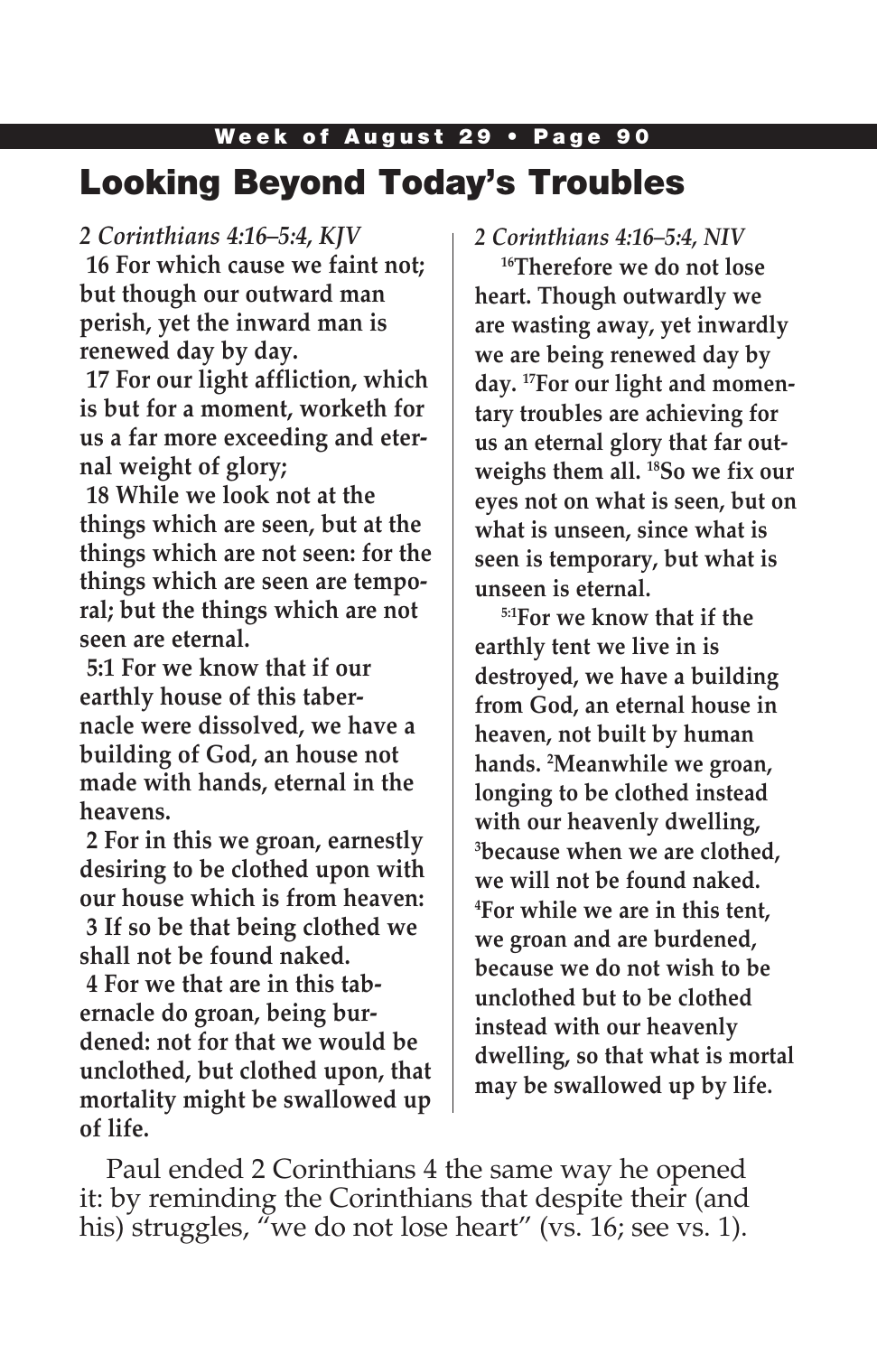# Looking Beyond Today's Troubles

*2 Corinthians 4:16–5:4, KJV*

**16 For which cause we faint not; but though our outward man perish, yet the inward man is renewed day by day.**

**17 For our light affliction, which is but for a moment, worketh for us a far more exceeding and eternal weight of glory;**

**18 While we look not at the things which are seen, but at the things which are not seen: for the things which are seen are temporal; but the things which are not seen are eternal.**

**5:1 For we know that if our earthly house of this tabernacle were dissolved, we have a building of God, an house not made with hands, eternal in the heavens.**

**2 For in this we groan, earnestly desiring to be clothed upon with our house which is from heaven:**

**3 If so be that being clothed we shall not be found naked.**

**4 For we that are in this tabernacle do groan, being burdened: not for that we would be unclothed, but clothed upon, that mortality might be swallowed up of life.**

*2 Corinthians 4:16–5:4, NIV*

**[16]Therefore we do not lose heart. Though outwardly we are wasting away, yet inwardly we are being renewed day by day. [17]For our light and momentary troubles are achieving for us an eternal glory that far outweighs them all. [18]So we fix our eyes not on what is seen, but on what is unseen, since what is seen is temporary, but what is unseen is eternal.**

**[5:1]For we know that if the earthly tent we live in is destroyed, we have a building from God, an eternal house in heaven, not built by human hands. [2]Meanwhile we groan, longing to be clothed instead with our heavenly dwelling, [3]because when we are clothed, we will not be found naked. [4]For while we are in this tent, we groan and are burdened, because we do not wish to be unclothed but to be clothed instead with our heavenly dwelling, so that what is mortal may be swallowed up by life.**

Paul ended 2 Corinthians 4 the same way he opened it: by reminding the Corinthians that despite their (and his) struggles, "we do not lose heart" (vs. 16; see vs. 1).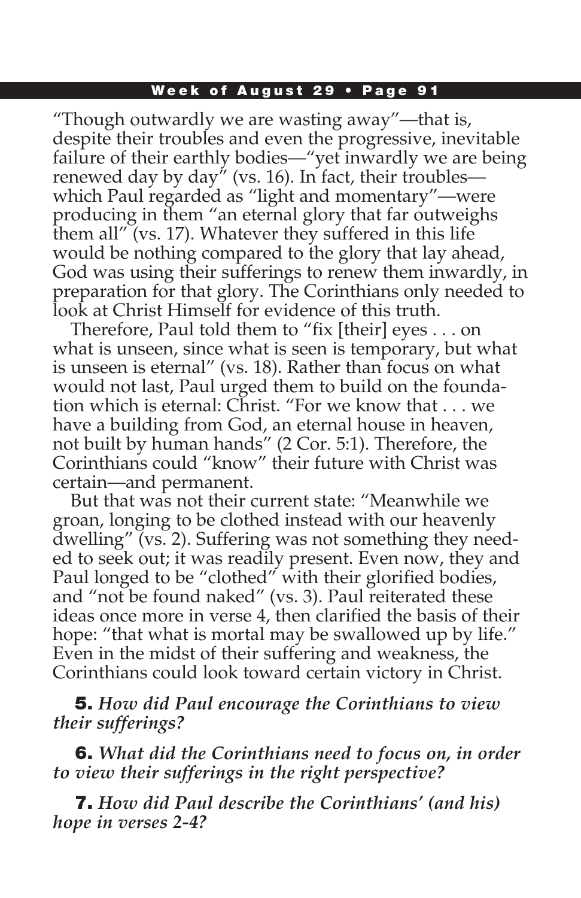"Though outwardly we are wasting away"—that is, despite their troubles and even the progressive, inevitable failure of their earthly bodies—"yet inwardly we are being renewed day by day" (vs. 16). In fact, their troubles—which Paul regarded as "light and momentary"—were producing in them "an eternal glory that far outweighs them all" (vs. 17). Whatever they suffered in this life would be nothing compared to the glory that lay ahead, God was using their sufferings to renew them inwardly, in preparation for that glory. The Corinthians only needed to look at Christ Himself for evidence of this truth.

Therefore, Paul told them to "fix [their] eyes . . . on what is unseen, since what is seen is temporary, but what is unseen is eternal" (vs. 18). Rather than focus on what would not last, Paul urged them to build on the foundation which is eternal: Christ. "For we know that . . . we have a building from God, an eternal house in heaven, not built by human hands" (2 Cor. 5:1). Therefore, the Corinthians could "know" their future with Christ was certain—and permanent.

But that was not their current state: "Meanwhile we groan, longing to be clothed instead with our heavenly dwelling" (vs. 2). Suffering was not something they needed to seek out; it was readily present. Even now, they and Paul longed to be "clothed" with their glorified bodies, and "not be found naked" (vs. 3). Paul reiterated these ideas once more in verse 4, then clarified the basis of their hope: "that what is mortal may be swallowed up by life." Even in the midst of their suffering and weakness, the Corinthians could look toward certain victory in Christ.

**5.** ***How did Paul encourage the Corinthians to view their sufferings?***

**6.** ***What did the Corinthians need to focus on, in order to view their sufferings in the right perspective?***

**7.** ***How did Paul describe the Corinthians' (and his) hope in verses 2-4?***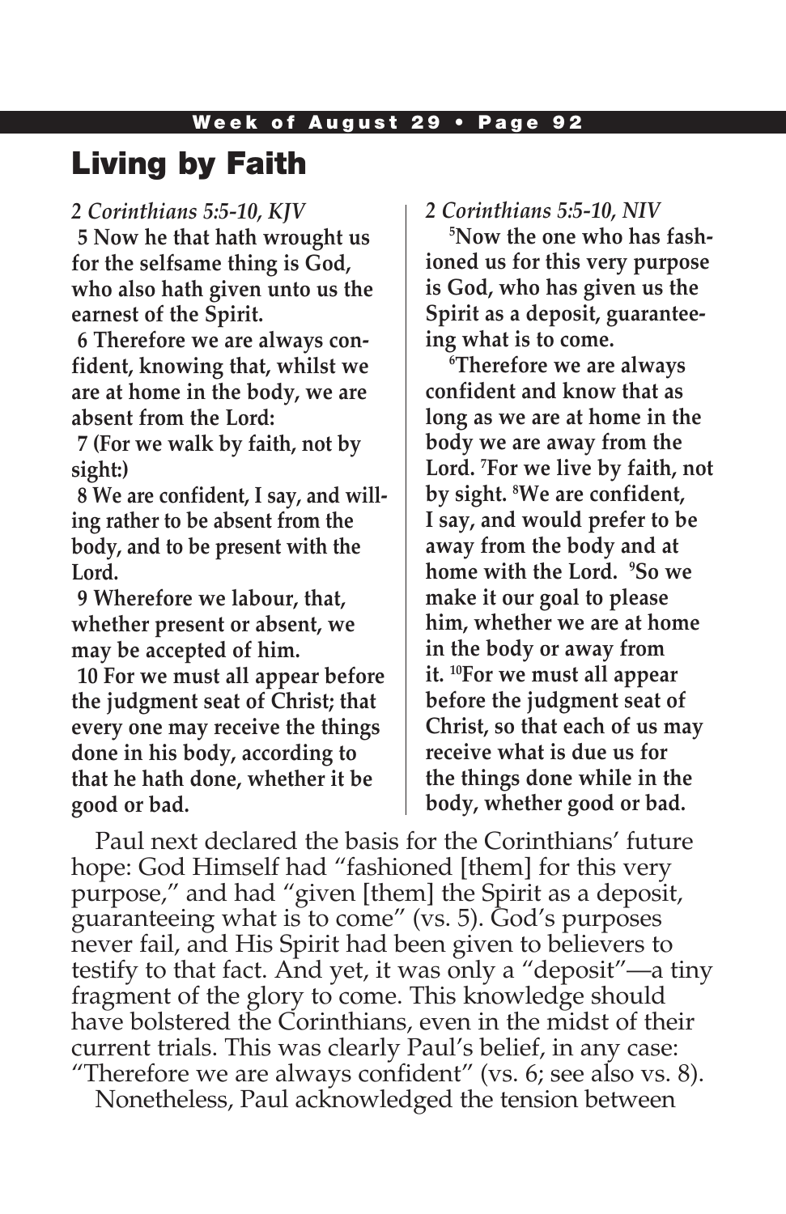## Living by Faith

*2 Corinthians 5:5-10, KJV*

**5 Now he that hath wrought us for the selfsame thing is God, who also hath given unto us the earnest of the Spirit.**

**6 Therefore we are always confident, knowing that, whilst we are at home in the body, we are absent from the Lord:**

**7 (For we walk by faith, not by sight:)**

**8 We are confident, I say, and willing rather to be absent from the body, and to be present with the Lord.**

**9 Wherefore we labour, that, whether present or absent, we may be accepted of him.**

**10 For we must all appear before the judgment seat of Christ; that every one may receive the things done in his body, according to that he hath done, whether it be good or bad.**

*2 Corinthians 5:5-10, NIV*

**[5]Now the one who has fashioned us for this very purpose is God, who has given us the Spirit as a deposit, guaranteeing what is to come.**

**[6]Therefore we are always confident and know that as long as we are at home in the body we are away from the Lord. [7]For we live by faith, not by sight. [8]We are confident, I say, and would prefer to be away from the body and at home with the Lord. [9]So we make it our goal to please him, whether we are at home in the body or away from it. [10]For we must all appear before the judgment seat of Christ, so that each of us may receive what is due us for the things done while in the body, whether good or bad.**

Paul next declared the basis for the Corinthians' future hope: God Himself had "fashioned [them] for this very purpose," and had "given [them] the Spirit as a deposit, guaranteeing what is to come" (vs. 5). God's purposes never fail, and His Spirit had been given to believers to testify to that fact. And yet, it was only a "deposit"—a tiny fragment of the glory to come. This knowledge should have bolstered the Corinthians, even in the midst of their current trials. This was clearly Paul's belief, in any case: "Therefore we are always confident" (vs. 6; see also vs. 8).

Nonetheless, Paul acknowledged the tension between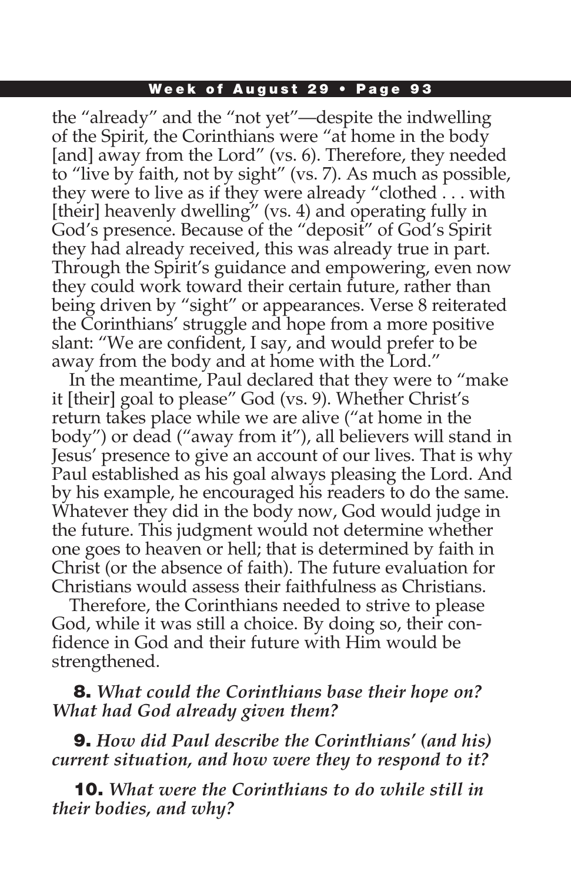the "already" and the "not yet"—despite the indwelling of the Spirit, the Corinthians were "at home in the body [and] away from the Lord" (vs. 6). Therefore, they needed to "live by faith, not by sight" (vs. 7). As much as possible, they were to live as if they were already "clothed . . . with [their] heavenly dwelling" (vs. 4) and operating fully in God's presence. Because of the "deposit" of God's Spirit they had already received, this was already true in part. Through the Spirit's guidance and empowering, even now they could work toward their certain future, rather than being driven by "sight" or appearances. Verse 8 reiterated the Corinthians' struggle and hope from a more positive slant: "We are confident, I say, and would prefer to be away from the body and at home with the Lord."

In the meantime, Paul declared that they were to "make it [their] goal to please" God (vs. 9). Whether Christ's return takes place while we are alive ("at home in the body") or dead ("away from it"), all believers will stand in Jesus' presence to give an account of our lives. That is why Paul established as his goal always pleasing the Lord. And by his example, he encouraged his readers to do the same. Whatever they did in the body now, God would judge in the future. This judgment would not determine whether one goes to heaven or hell; that is determined by faith in Christ (or the absence of faith). The future evaluation for Christians would assess their faithfulness as Christians.

Therefore, the Corinthians needed to strive to please God, while it was still a choice. By doing so, their confidence in God and their future with Him would be strengthened.

**8.** *What could the Corinthians base their hope on? What had God already given them?*

**9.** *How did Paul describe the Corinthians' (and his) current situation, and how were they to respond to it?*

**10.** *What were the Corinthians to do while still in their bodies, and why?*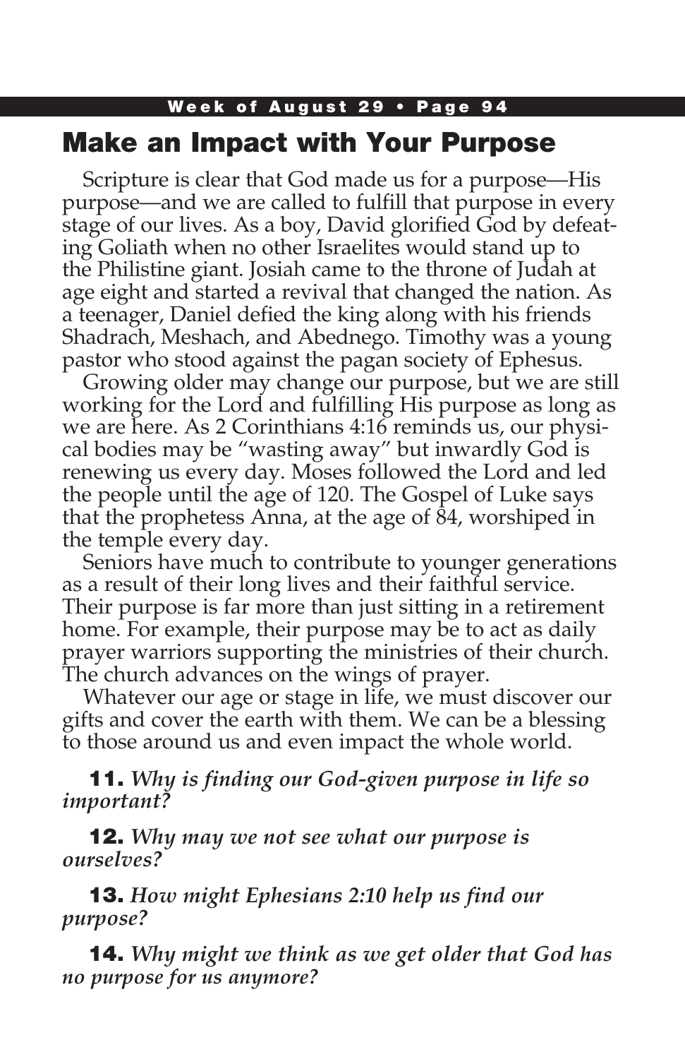## Make an Impact with Your Purpose

Scripture is clear that God made us for a purpose—His purpose—and we are called to fulfill that purpose in every stage of our lives. As a boy, David glorified God by defeating Goliath when no other Israelites would stand up to the Philistine giant. Josiah came to the throne of Judah at age eight and started a revival that changed the nation. As a teenager, Daniel defied the king along with his friends Shadrach, Meshach, and Abednego. Timothy was a young pastor who stood against the pagan society of Ephesus.

Growing older may change our purpose, but we are still working for the Lord and fulfilling His purpose as long as we are here. As 2 Corinthians 4:16 reminds us, our physical bodies may be "wasting away" but inwardly God is renewing us every day. Moses followed the Lord and led the people until the age of 120. The Gospel of Luke says that the prophetess Anna, at the age of 84, worshiped in the temple every day.

Seniors have much to contribute to younger generations as a result of their long lives and their faithful service. Their purpose is far more than just sitting in a retirement home. For example, their purpose may be to act as daily prayer warriors supporting the ministries of their church. The church advances on the wings of prayer.

Whatever our age or stage in life, we must discover our gifts and cover the earth with them. We can be a blessing to those around us and even impact the whole world.

**11.** *Why is finding our God-given purpose in life so important?*

**12.** *Why may we not see what our purpose is ourselves?*

**13.** *How might Ephesians 2:10 help us find our purpose?*

**14.** *Why might we think as we get older that God has no purpose for us anymore?*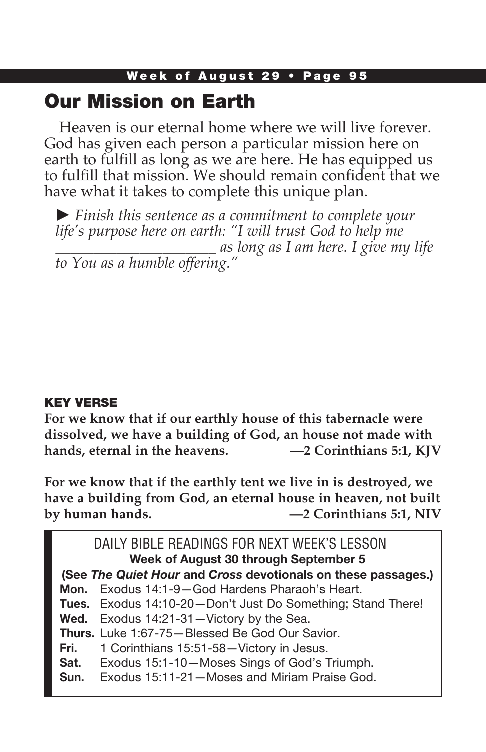## Our Mission on Earth

Heaven is our eternal home where we will live forever. God has given each person a particular mission here on earth to fulfill as long as we are here. He has equipped us to fulfill that mission. We should remain confident that we have what it takes to complete this unique plan.

► *Finish this sentence as a commitment to complete your life's purpose here on earth: "I will trust God to help me _______________________ as long as I am here. I give my life to You as a humble offering."*

#### KEY VERSE

**For we know that if our earthly house of this tabernacle were dissolved, we have a building of God, an house not made with hands, eternal in the heavens. —2 Corinthians 5:1, KJV**

**For we know that if the earthly tent we live in is destroyed, we have a building from God, an eternal house in heaven, not built by human hands. —2 Corinthians 5:1, NIV**

### DAILY BIBLE READINGS FOR NEXT WEEK'S LESSON

**Week of August 30 through September 5**

**(See *The Quiet Hour* and *Cross* devotionals on these passages.)**

- **Mon.** Exodus 14:1-9—God Hardens Pharaoh's Heart.
- **Tues.** Exodus 14:10-20—Don't Just Do Something; Stand There!
- **Wed.** Exodus 14:21-31—Victory by the Sea.
- **Thurs.** Luke 1:67-75—Blessed Be God Our Savior.
- **Fri.** 1 Corinthians 15:51-58—Victory in Jesus.
- **Sat.** Exodus 15:1-10—Moses Sings of God's Triumph.
- **Sun.** Exodus 15:11-21—Moses and Miriam Praise God.